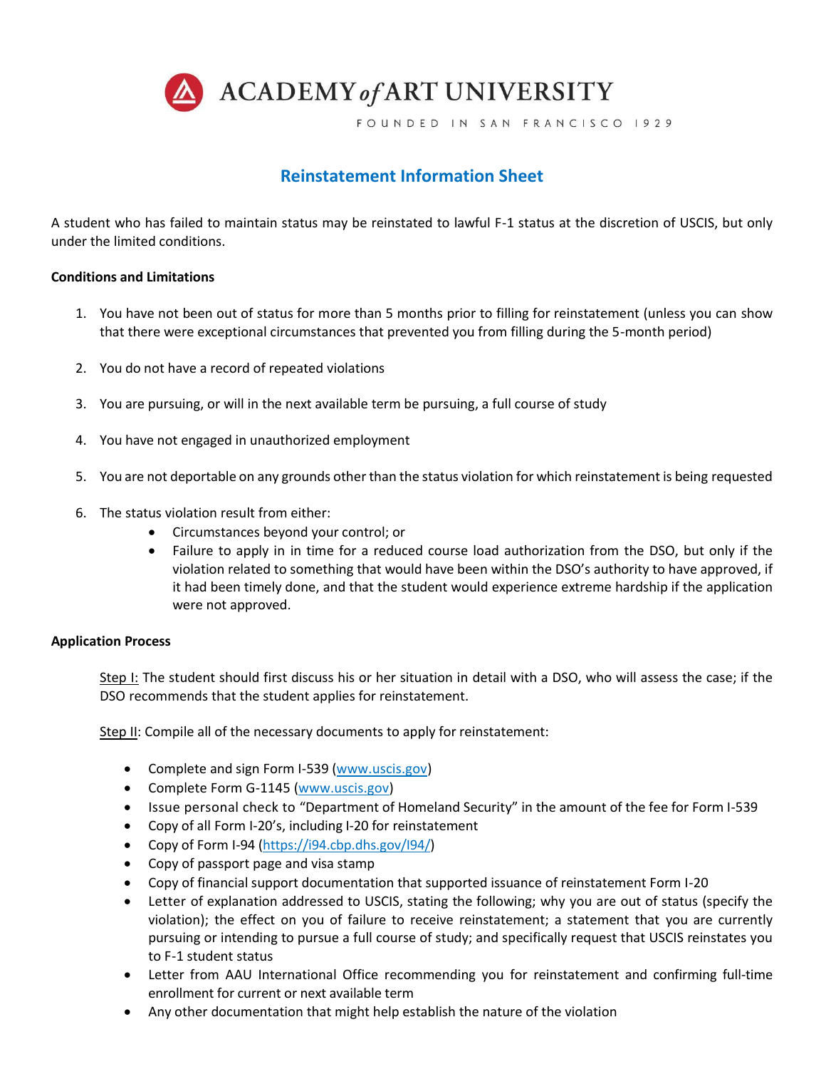ACADEMY *of* ART UNIVERSITY

FOUNDED IN SAN FRANCISCO 1929

# Reinstatement Information Sheet

A student who has failed to maintain status may be reinstated to lawful F-1 status at the discretion of USCIS, but only under the limited conditions.

**Conditions and Limitations**

1. You have not been out of status for more than 5 months prior to filling for reinstatement (unless you can show that there were exceptional circumstances that prevented you from filling during the 5-month period)

2. You do not have a record of repeated violations

3. You are pursuing, or will in the next available term be pursuing, a full course of study

4. You have not engaged in unauthorized employment

5. You are not deportable on any grounds other than the status violation for which reinstatement is being requested

6. The status violation result from either:
   - Circumstances beyond your control; or
   - Failure to apply in in time for a reduced course load authorization from the DSO, but only if the violation related to something that would have been within the DSO's authority to have approved, if it had been timely done, and that the student would experience extreme hardship if the application were not approved.

**Application Process**

Step I: The student should first discuss his or her situation in detail with a DSO, who will assess the case; if the DSO recommends that the student applies for reinstatement.

Step II: Compile all of the necessary documents to apply for reinstatement:

- Complete and sign Form I-539 (www.uscis.gov)
- Complete Form G-1145 (www.uscis.gov)
- Issue personal check to "Department of Homeland Security" in the amount of the fee for Form I-539
- Copy of all Form I-20's, including I-20 for reinstatement
- Copy of Form I-94 (https://i94.cbp.dhs.gov/I94/)
- Copy of passport page and visa stamp
- Copy of financial support documentation that supported issuance of reinstatement Form I-20
- Letter of explanation addressed to USCIS, stating the following; why you are out of status (specify the violation); the effect on you of failure to receive reinstatement; a statement that you are currently pursuing or intending to pursue a full course of study; and specifically request that USCIS reinstates you to F-1 student status
- Letter from AAU International Office recommending you for reinstatement and confirming full-time enrollment for current or next available term
- Any other documentation that might help establish the nature of the violation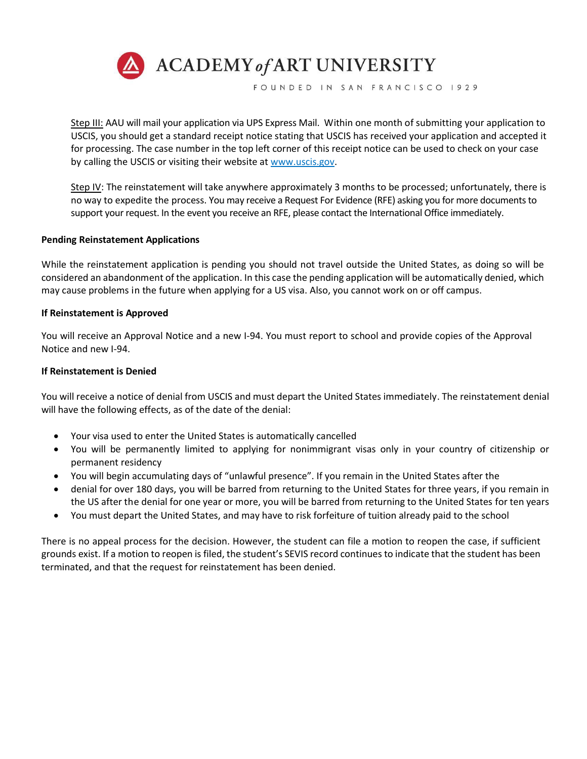Step III: AAU will mail your application via UPS Express Mail. Within one month of submitting your application to USCIS, you should get a standard receipt notice stating that USCIS has received your application and accepted it for processing. The case number in the top left corner of this receipt notice can be used to check on your case by calling the USCIS or visiting their website at www.uscis.gov.

Step IV: The reinstatement will take anywhere approximately 3 months to be processed; unfortunately, there is no way to expedite the process. You may receive a Request For Evidence (RFE) asking you for more documents to support your request. In the event you receive an RFE, please contact the International Office immediately.

**Pending Reinstatement Applications**

While the reinstatement application is pending you should not travel outside the United States, as doing so will be considered an abandonment of the application. In this case the pending application will be automatically denied, which may cause problems in the future when applying for a US visa. Also, you cannot work on or off campus.

**If Reinstatement is Approved**

You will receive an Approval Notice and a new I-94. You must report to school and provide copies of the Approval Notice and new I-94.

**If Reinstatement is Denied**

You will receive a notice of denial from USCIS and must depart the United States immediately. The reinstatement denial will have the following effects, as of the date of the denial:

- Your visa used to enter the United States is automatically cancelled
- You will be permanently limited to applying for nonimmigrant visas only in your country of citizenship or permanent residency
- You will begin accumulating days of "unlawful presence". If you remain in the United States after the
- denial for over 180 days, you will be barred from returning to the United States for three years, if you remain in the US after the denial for one year or more, you will be barred from returning to the United States for ten years
- You must depart the United States, and may have to risk forfeiture of tuition already paid to the school

There is no appeal process for the decision. However, the student can file a motion to reopen the case, if sufficient grounds exist. If a motion to reopen is filed, the student's SEVIS record continues to indicate that the student has been terminated, and that the request for reinstatement has been denied.